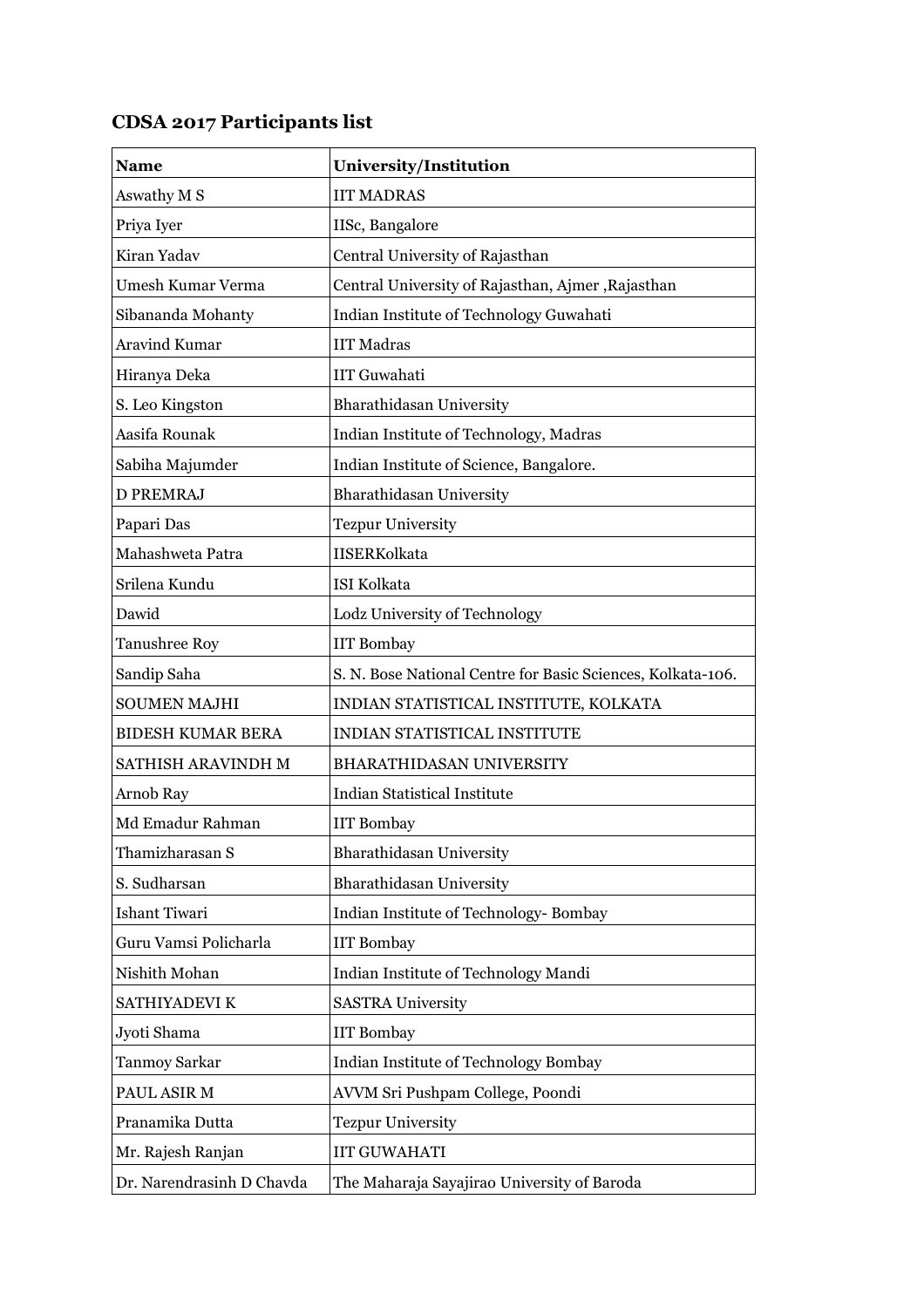# CDSA 2017 Participants list

| Name | University/Institution |
|---|---|
| Aswathy M S | IIT MADRAS |
| Priya Iyer | IISc, Bangalore |
| Kiran Yadav | Central University of Rajasthan |
| Umesh Kumar Verma | Central University of Rajasthan, Ajmer ,Rajasthan |
| Sibananda Mohanty | Indian Institute of Technology Guwahati |
| Aravind Kumar | IIT Madras |
| Hiranya Deka | IIT Guwahati |
| S. Leo Kingston | Bharathidasan University |
| Aasifa Rounak | Indian Institute of Technology, Madras |
| Sabiha Majumder | Indian Institute of Science, Bangalore. |
| D PREMRAJ | Bharathidasan University |
| Papari Das | Tezpur University |
| Mahashweta Patra | IISERKolkata |
| Srilena Kundu | ISI Kolkata |
| Dawid | Lodz University of Technology |
| Tanushree Roy | IIT Bombay |
| Sandip Saha | S. N. Bose National Centre for Basic Sciences, Kolkata-106. |
| SOUMEN MAJHI | INDIAN STATISTICAL INSTITUTE, KOLKATA |
| BIDESH KUMAR BERA | INDIAN STATISTICAL INSTITUTE |
| SATHISH ARAVINDH M | BHARATHIDASAN UNIVERSITY |
| Arnob Ray | Indian Statistical Institute |
| Md Emadur Rahman | IIT Bombay |
| Thamizharasan S | Bharathidasan University |
| S. Sudharsan | Bharathidasan University |
| Ishant Tiwari | Indian Institute of Technology- Bombay |
| Guru Vamsi Policharla | IIT Bombay |
| Nishith Mohan | Indian Institute of Technology Mandi |
| SATHIYADEVI K | SASTRA University |
| Jyoti Shama | IIT Bombay |
| Tanmoy Sarkar | Indian Institute of Technology Bombay |
| PAUL ASIR M | AVVM Sri Pushpam College, Poondi |
| Pranamika Dutta | Tezpur University |
| Mr. Rajesh Ranjan | IIT GUWAHATI |
| Dr. Narendrasinh D Chavda | The Maharaja Sayajirao University of Baroda |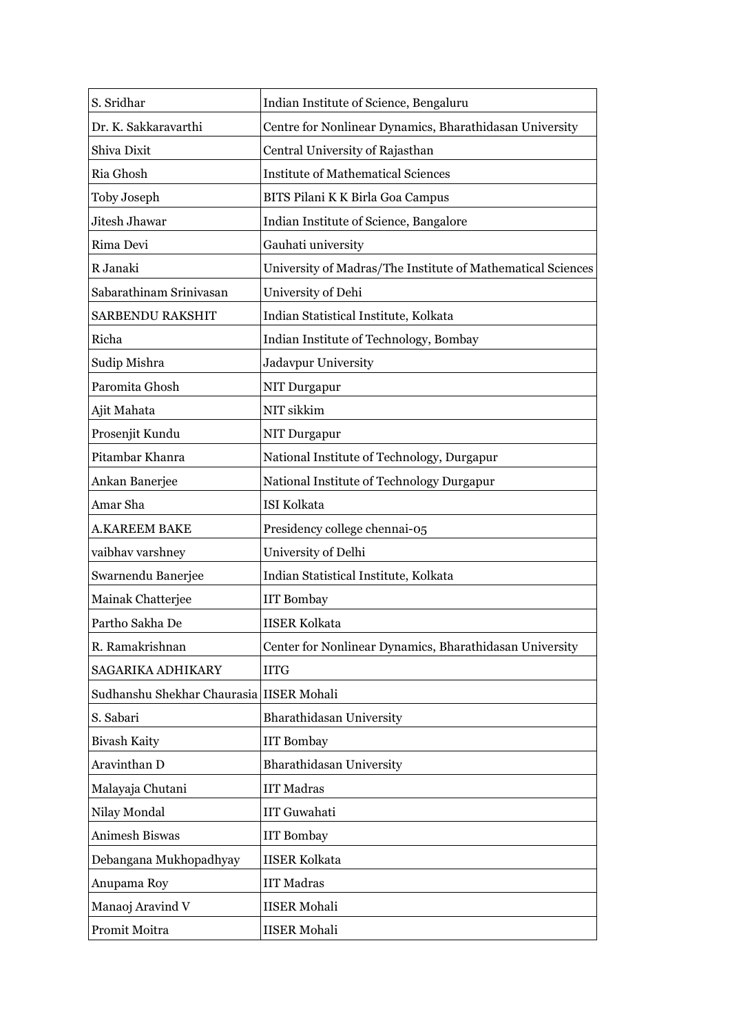| S. Sridhar | Indian Institute of Science, Bengaluru |
|---|---|
| Dr. K. Sakkaravarthi | Centre for Nonlinear Dynamics, Bharathidasan University |
| Shiva Dixit | Central University of Rajasthan |
| Ria Ghosh | Institute of Mathematical Sciences |
| Toby Joseph | BITS Pilani K K Birla Goa Campus |
| Jitesh Jhawar | Indian Institute of Science, Bangalore |
| Rima Devi | Gauhati university |
| R Janaki | University of Madras/The Institute of Mathematical Sciences |
| Sabarathinam Srinivasan | University of Dehi |
| SARBENDU RAKSHIT | Indian Statistical Institute, Kolkata |
| Richa | Indian Institute of Technology, Bombay |
| Sudip Mishra | Jadavpur University |
| Paromita Ghosh | NIT Durgapur |
| Ajit Mahata | NIT sikkim |
| Prosenjit Kundu | NIT Durgapur |
| Pitambar Khanra | National Institute of Technology, Durgapur |
| Ankan Banerjee | National Institute of Technology Durgapur |
| Amar Sha | ISI Kolkata |
| A.KAREEM BAKE | Presidency college chennai-05 |
| vaibhav varshney | University of Delhi |
| Swarnendu Banerjee | Indian Statistical Institute, Kolkata |
| Mainak Chatterjee | IIT Bombay |
| Partho Sakha De | IISER Kolkata |
| R. Ramakrishnan | Center for Nonlinear Dynamics, Bharathidasan University |
| SAGARIKA ADHIKARY | IITG |
| Sudhanshu Shekhar Chaurasia | IISER Mohali |
| S. Sabari | Bharathidasan University |
| Bivash Kaity | IIT Bombay |
| Aravinthan D | Bharathidasan University |
| Malayaja Chutani | IIT Madras |
| Nilay Mondal | IIT Guwahati |
| Animesh Biswas | IIT Bombay |
| Debangana Mukhopadhyay | IISER Kolkata |
| Anupama Roy | IIT Madras |
| Manaoj Aravind V | IISER Mohali |
| Promit Moitra | IISER Mohali |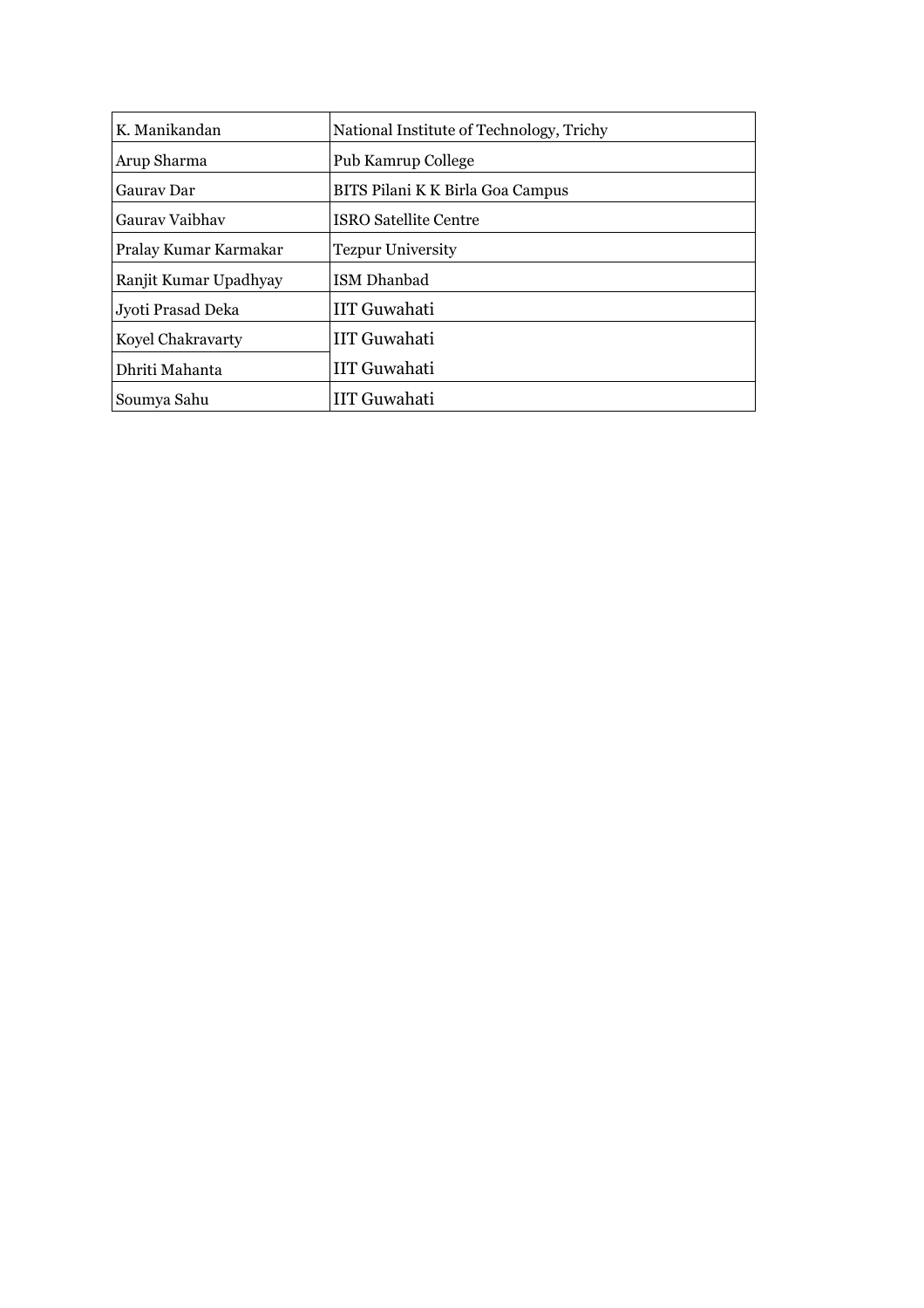| | |
|---|---|
| K. Manikandan | National Institute of Technology, Trichy |
| Arup Sharma | Pub Kamrup College |
| Gaurav Dar | BITS Pilani K K Birla Goa Campus |
| Gaurav Vaibhav | ISRO Satellite Centre |
| Pralay Kumar Karmakar | Tezpur University |
| Ranjit Kumar Upadhyay | ISM Dhanbad |
| Jyoti Prasad Deka | IIT Guwahati |
| Koyel Chakravarty | IIT Guwahati |
| Dhriti Mahanta | IIT Guwahati |
| Soumya Sahu | IIT Guwahati |